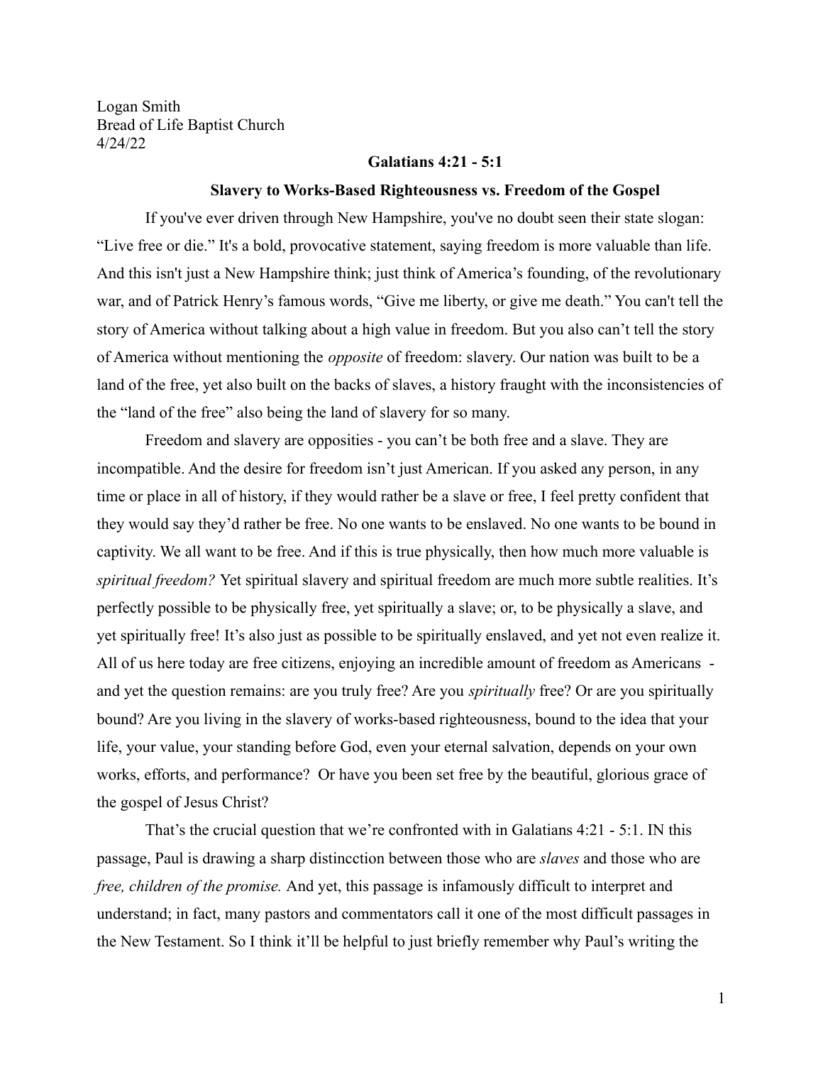Logan Smith
Bread of Life Baptist Church
4/24/22

**Galatians 4:21 - 5:1**

**Slavery to Works-Based Righteousness vs. Freedom of the Gospel**

If you've ever driven through New Hampshire, you've no doubt seen their state slogan: "Live free or die." It's a bold, provocative statement, saying freedom is more valuable than life. And this isn't just a New Hampshire think; just think of America's founding, of the revolutionary war, and of Patrick Henry's famous words, "Give me liberty, or give me death." You can't tell the story of America without talking about a high value in freedom. But you also can't tell the story of America without mentioning the *opposite* of freedom: slavery. Our nation was built to be a land of the free, yet also built on the backs of slaves, a history fraught with the inconsistencies of the "land of the free" also being the land of slavery for so many.

Freedom and slavery are opposities - you can't be both free and a slave. They are incompatible. And the desire for freedom isn't just American. If you asked any person, in any time or place in all of history, if they would rather be a slave or free, I feel pretty confident that they would say they'd rather be free. No one wants to be enslaved. No one wants to be bound in captivity. We all want to be free. And if this is true physically, then how much more valuable is *spiritual freedom?* Yet spiritual slavery and spiritual freedom are much more subtle realities. It's perfectly possible to be physically free, yet spiritually a slave; or, to be physically a slave, and yet spiritually free! It's also just as possible to be spiritually enslaved, and yet not even realize it. All of us here today are free citizens, enjoying an incredible amount of freedom as Americans - and yet the question remains: are you truly free? Are you *spiritually* free? Or are you spiritually bound? Are you living in the slavery of works-based righteousness, bound to the idea that your life, your value, your standing before God, even your eternal salvation, depends on your own works, efforts, and performance? Or have you been set free by the beautiful, glorious grace of the gospel of Jesus Christ?

That's the crucial question that we're confronted with in Galatians 4:21 - 5:1. IN this passage, Paul is drawing a sharp distincction between those who are *slaves* and those who are *free, children of the promise.* And yet, this passage is infamously difficult to interpret and understand; in fact, many pastors and commentators call it one of the most difficult passages in the New Testament. So I think it'll be helpful to just briefly remember why Paul's writing the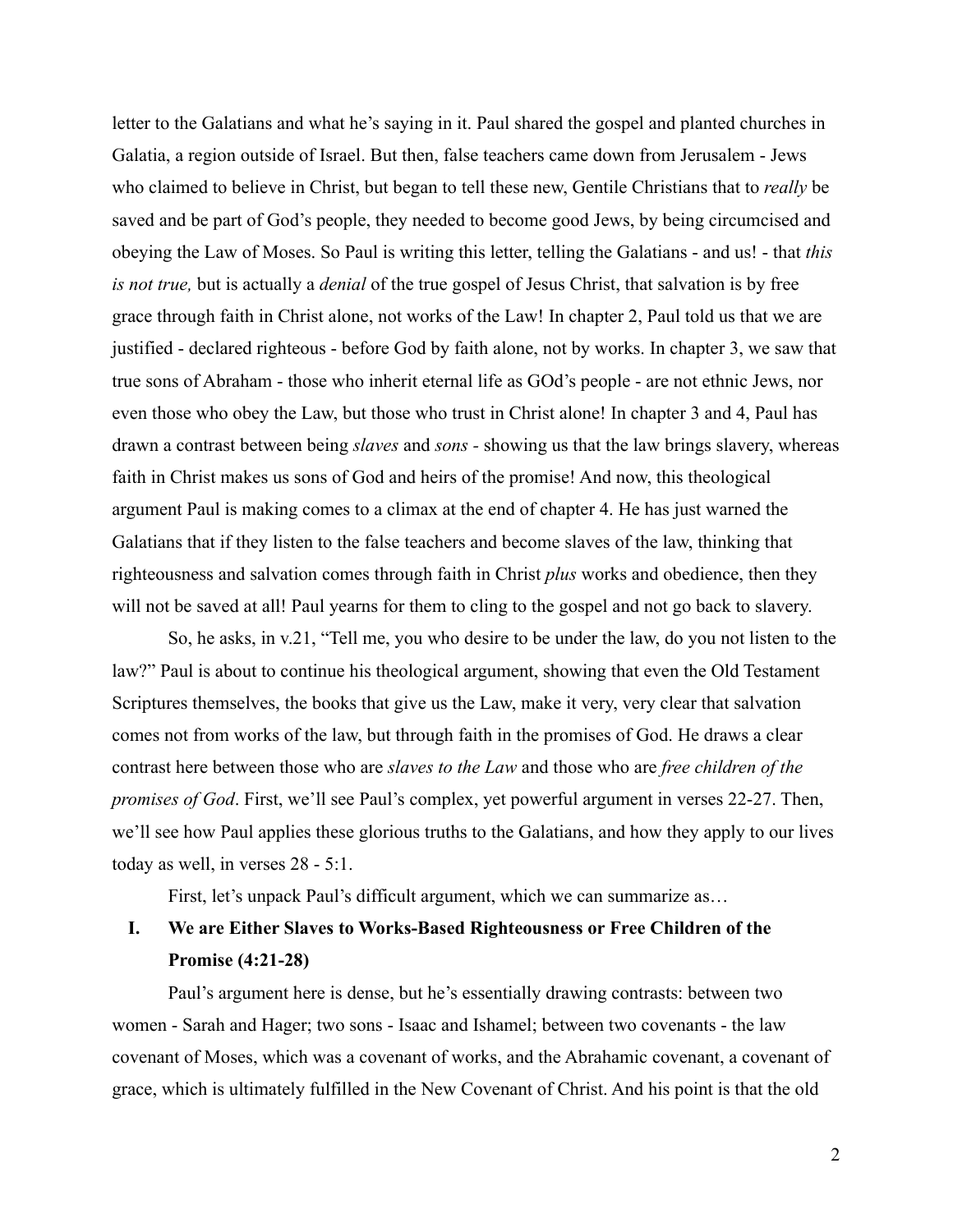letter to the Galatians and what he's saying in it. Paul shared the gospel and planted churches in Galatia, a region outside of Israel. But then, false teachers came down from Jerusalem - Jews who claimed to believe in Christ, but began to tell these new, Gentile Christians that to *really* be saved and be part of God's people, they needed to become good Jews, by being circumcised and obeying the Law of Moses. So Paul is writing this letter, telling the Galatians - and us! - that *this is not true,* but is actually a *denial* of the true gospel of Jesus Christ, that salvation is by free grace through faith in Christ alone, not works of the Law! In chapter 2, Paul told us that we are justified - declared righteous - before God by faith alone, not by works. In chapter 3, we saw that true sons of Abraham - those who inherit eternal life as GOd's people - are not ethnic Jews, nor even those who obey the Law, but those who trust in Christ alone! In chapter 3 and 4, Paul has drawn a contrast between being *slaves* and *sons -* showing us that the law brings slavery, whereas faith in Christ makes us sons of God and heirs of the promise! And now, this theological argument Paul is making comes to a climax at the end of chapter 4. He has just warned the Galatians that if they listen to the false teachers and become slaves of the law, thinking that righteousness and salvation comes through faith in Christ *plus* works and obedience, then they will not be saved at all! Paul yearns for them to cling to the gospel and not go back to slavery.

So, he asks, in v.21, "Tell me, you who desire to be under the law, do you not listen to the law?" Paul is about to continue his theological argument, showing that even the Old Testament Scriptures themselves, the books that give us the Law, make it very, very clear that salvation comes not from works of the law, but through faith in the promises of God. He draws a clear contrast here between those who are *slaves to the Law* and those who are *free children of the promises of God*. First, we'll see Paul's complex, yet powerful argument in verses 22-27. Then, we'll see how Paul applies these glorious truths to the Galatians, and how they apply to our lives today as well, in verses 28 - 5:1.

First, let's unpack Paul's difficult argument, which we can summarize as…

## I. We are Either Slaves to Works-Based Righteousness or Free Children of the Promise (4:21-28)

Paul's argument here is dense, but he's essentially drawing contrasts: between two women - Sarah and Hager; two sons - Isaac and Ishamel; between two covenants - the law covenant of Moses, which was a covenant of works, and the Abrahamic covenant, a covenant of grace, which is ultimately fulfilled in the New Covenant of Christ. And his point is that the old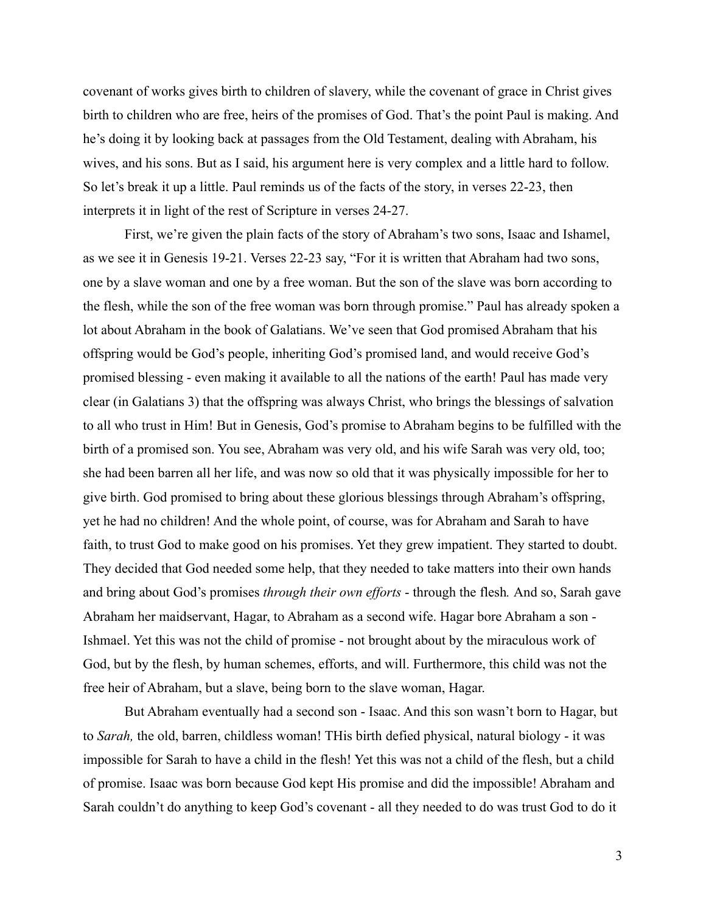covenant of works gives birth to children of slavery, while the covenant of grace in Christ gives birth to children who are free, heirs of the promises of God. That's the point Paul is making. And he's doing it by looking back at passages from the Old Testament, dealing with Abraham, his wives, and his sons. But as I said, his argument here is very complex and a little hard to follow. So let's break it up a little. Paul reminds us of the facts of the story, in verses 22-23, then interprets it in light of the rest of Scripture in verses 24-27.

First, we're given the plain facts of the story of Abraham's two sons, Isaac and Ishamel, as we see it in Genesis 19-21. Verses 22-23 say, "For it is written that Abraham had two sons, one by a slave woman and one by a free woman. But the son of the slave was born according to the flesh, while the son of the free woman was born through promise." Paul has already spoken a lot about Abraham in the book of Galatians. We've seen that God promised Abraham that his offspring would be God's people, inheriting God's promised land, and would receive God's promised blessing - even making it available to all the nations of the earth! Paul has made very clear (in Galatians 3) that the offspring was always Christ, who brings the blessings of salvation to all who trust in Him! But in Genesis, God's promise to Abraham begins to be fulfilled with the birth of a promised son. You see, Abraham was very old, and his wife Sarah was very old, too; she had been barren all her life, and was now so old that it was physically impossible for her to give birth. God promised to bring about these glorious blessings through Abraham's offspring, yet he had no children! And the whole point, of course, was for Abraham and Sarah to have faith, to trust God to make good on his promises. Yet they grew impatient. They started to doubt. They decided that God needed some help, that they needed to take matters into their own hands and bring about God's promises *through their own efforts* - through the flesh*.* And so, Sarah gave Abraham her maidservant, Hagar, to Abraham as a second wife. Hagar bore Abraham a son - Ishmael. Yet this was not the child of promise - not brought about by the miraculous work of God, but by the flesh, by human schemes, efforts, and will. Furthermore, this child was not the free heir of Abraham, but a slave, being born to the slave woman, Hagar.

But Abraham eventually had a second son - Isaac. And this son wasn't born to Hagar, but to *Sarah,* the old, barren, childless woman! THis birth defied physical, natural biology - it was impossible for Sarah to have a child in the flesh! Yet this was not a child of the flesh, but a child of promise. Isaac was born because God kept His promise and did the impossible! Abraham and Sarah couldn't do anything to keep God's covenant - all they needed to do was trust God to do it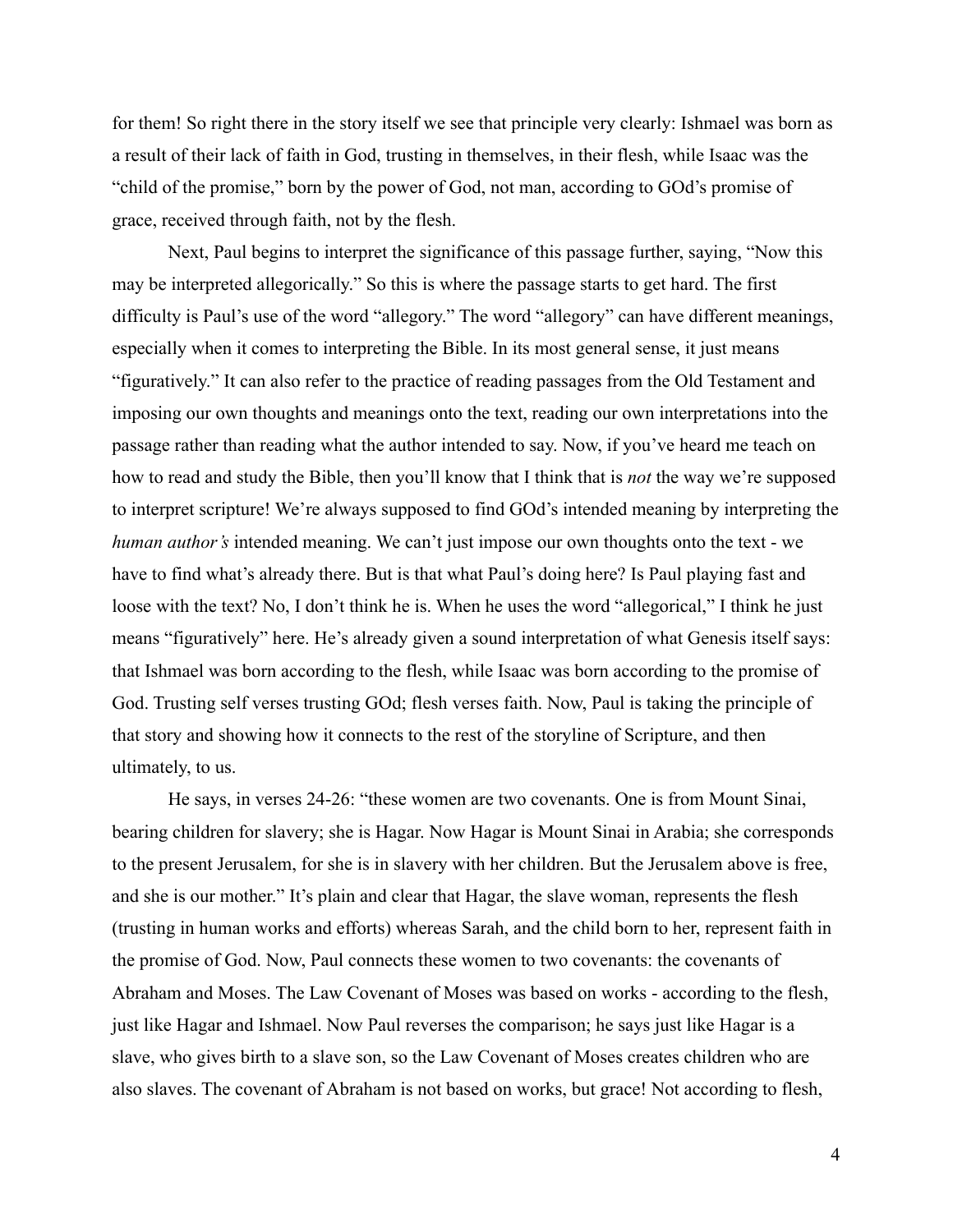for them! So right there in the story itself we see that principle very clearly: Ishmael was born as a result of their lack of faith in God, trusting in themselves, in their flesh, while Isaac was the "child of the promise," born by the power of God, not man, according to GOd's promise of grace, received through faith, not by the flesh.

Next, Paul begins to interpret the significance of this passage further, saying, "Now this may be interpreted allegorically." So this is where the passage starts to get hard. The first difficulty is Paul's use of the word "allegory." The word "allegory" can have different meanings, especially when it comes to interpreting the Bible. In its most general sense, it just means "figuratively." It can also refer to the practice of reading passages from the Old Testament and imposing our own thoughts and meanings onto the text, reading our own interpretations into the passage rather than reading what the author intended to say. Now, if you've heard me teach on how to read and study the Bible, then you'll know that I think that is *not* the way we're supposed to interpret scripture! We're always supposed to find GOd's intended meaning by interpreting the *human author's* intended meaning. We can't just impose our own thoughts onto the text - we have to find what's already there. But is that what Paul's doing here? Is Paul playing fast and loose with the text? No, I don't think he is. When he uses the word "allegorical," I think he just means "figuratively" here. He's already given a sound interpretation of what Genesis itself says: that Ishmael was born according to the flesh, while Isaac was born according to the promise of God. Trusting self verses trusting GOd; flesh verses faith. Now, Paul is taking the principle of that story and showing how it connects to the rest of the storyline of Scripture, and then ultimately, to us.

He says, in verses 24-26: "these women are two covenants. One is from Mount Sinai, bearing children for slavery; she is Hagar. Now Hagar is Mount Sinai in Arabia; she corresponds to the present Jerusalem, for she is in slavery with her children. But the Jerusalem above is free, and she is our mother." It's plain and clear that Hagar, the slave woman, represents the flesh (trusting in human works and efforts) whereas Sarah, and the child born to her, represent faith in the promise of God. Now, Paul connects these women to two covenants: the covenants of Abraham and Moses. The Law Covenant of Moses was based on works - according to the flesh, just like Hagar and Ishmael. Now Paul reverses the comparison; he says just like Hagar is a slave, who gives birth to a slave son, so the Law Covenant of Moses creates children who are also slaves. The covenant of Abraham is not based on works, but grace! Not according to flesh,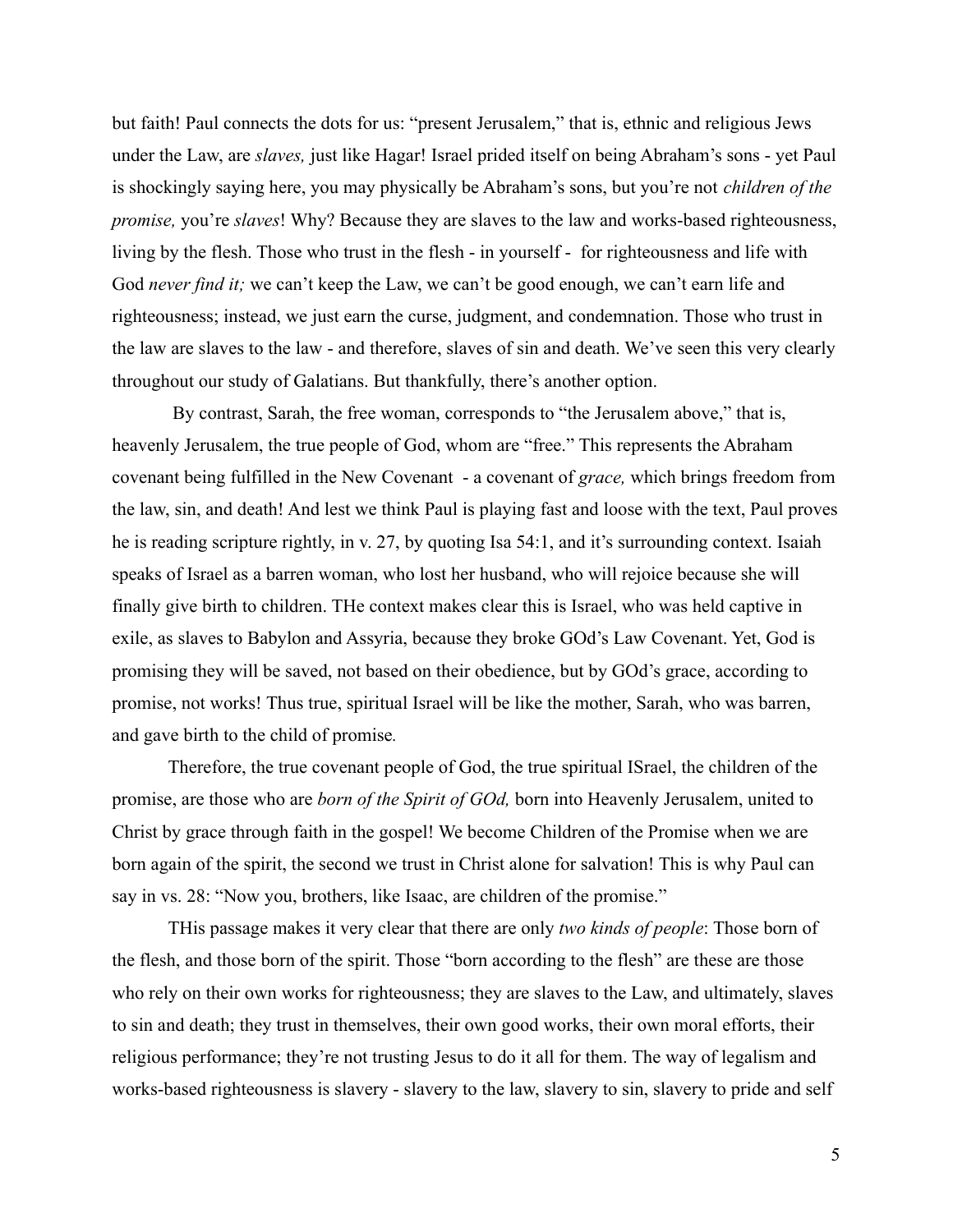but faith! Paul connects the dots for us: "present Jerusalem," that is, ethnic and religious Jews under the Law, are *slaves,* just like Hagar! Israel prided itself on being Abraham's sons - yet Paul is shockingly saying here, you may physically be Abraham's sons, but you're not *children of the promise,* you're *slaves*! Why? Because they are slaves to the law and works-based righteousness, living by the flesh. Those who trust in the flesh - in yourself - for righteousness and life with God *never find it;* we can't keep the Law, we can't be good enough, we can't earn life and righteousness; instead, we just earn the curse, judgment, and condemnation. Those who trust in the law are slaves to the law - and therefore, slaves of sin and death. We've seen this very clearly throughout our study of Galatians. But thankfully, there's another option.

By contrast, Sarah, the free woman, corresponds to "the Jerusalem above," that is, heavenly Jerusalem, the true people of God, whom are "free." This represents the Abraham covenant being fulfilled in the New Covenant - a covenant of *grace,* which brings freedom from the law, sin, and death! And lest we think Paul is playing fast and loose with the text, Paul proves he is reading scripture rightly, in v. 27, by quoting Isa 54:1, and it's surrounding context. Isaiah speaks of Israel as a barren woman, who lost her husband, who will rejoice because she will finally give birth to children. THe context makes clear this is Israel, who was held captive in exile, as slaves to Babylon and Assyria, because they broke GOd's Law Covenant. Yet, God is promising they will be saved, not based on their obedience, but by GOd's grace, according to promise, not works! Thus true, spiritual Israel will be like the mother, Sarah, who was barren, and gave birth to the child of promise.

Therefore, the true covenant people of God, the true spiritual ISrael, the children of the promise, are those who are *born of the Spirit of GOd,* born into Heavenly Jerusalem, united to Christ by grace through faith in the gospel! We become Children of the Promise when we are born again of the spirit, the second we trust in Christ alone for salvation! This is why Paul can say in vs. 28: "Now you, brothers, like Isaac, are children of the promise."

THis passage makes it very clear that there are only *two kinds of people*: Those born of the flesh, and those born of the spirit. Those "born according to the flesh" are these are those who rely on their own works for righteousness; they are slaves to the Law, and ultimately, slaves to sin and death; they trust in themselves, their own good works, their own moral efforts, their religious performance; they're not trusting Jesus to do it all for them. The way of legalism and works-based righteousness is slavery - slavery to the law, slavery to sin, slavery to pride and self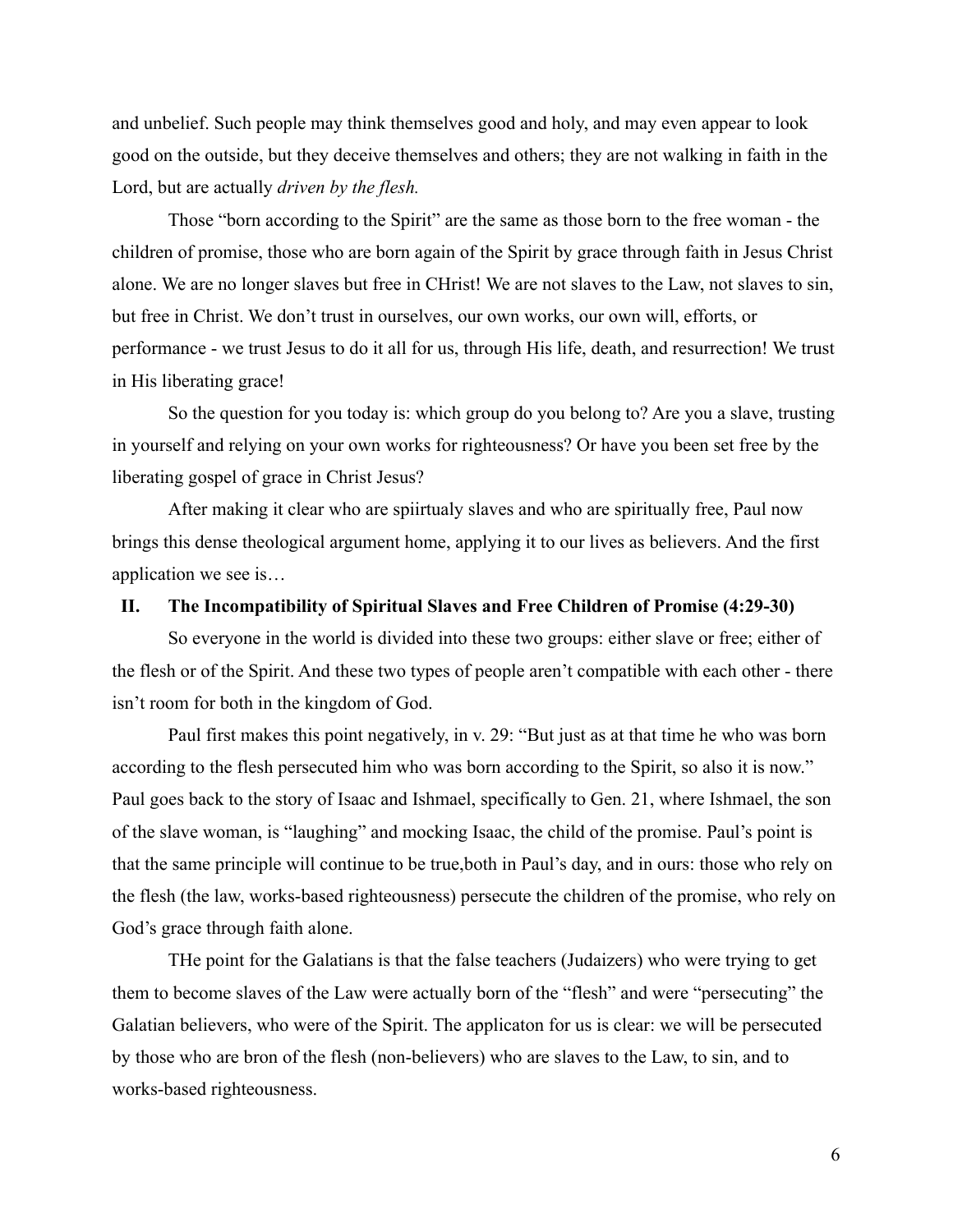and unbelief. Such people may think themselves good and holy, and may even appear to look good on the outside, but they deceive themselves and others; they are not walking in faith in the Lord, but are actually *driven by the flesh.*

Those "born according to the Spirit" are the same as those born to the free woman - the children of promise, those who are born again of the Spirit by grace through faith in Jesus Christ alone. We are no longer slaves but free in CHrist! We are not slaves to the Law, not slaves to sin, but free in Christ. We don't trust in ourselves, our own works, our own will, efforts, or performance - we trust Jesus to do it all for us, through His life, death, and resurrection! We trust in His liberating grace!

So the question for you today is: which group do you belong to? Are you a slave, trusting in yourself and relying on your own works for righteousness? Or have you been set free by the liberating gospel of grace in Christ Jesus?

After making it clear who are spiirtualy slaves and who are spiritually free, Paul now brings this dense theological argument home, applying it to our lives as believers. And the first application we see is…

## II. The Incompatibility of Spiritual Slaves and Free Children of Promise (4:29-30)

So everyone in the world is divided into these two groups: either slave or free; either of the flesh or of the Spirit. And these two types of people aren't compatible with each other - there isn't room for both in the kingdom of God.

Paul first makes this point negatively, in v. 29: "But just as at that time he who was born according to the flesh persecuted him who was born according to the Spirit, so also it is now." Paul goes back to the story of Isaac and Ishmael, specifically to Gen. 21, where Ishmael, the son of the slave woman, is "laughing" and mocking Isaac, the child of the promise. Paul's point is that the same principle will continue to be true,both in Paul's day, and in ours: those who rely on the flesh (the law, works-based righteousness) persecute the children of the promise, who rely on God's grace through faith alone.

THe point for the Galatians is that the false teachers (Judaizers) who were trying to get them to become slaves of the Law were actually born of the "flesh" and were "persecuting" the Galatian believers, who were of the Spirit. The applicaton for us is clear: we will be persecuted by those who are bron of the flesh (non-believers) who are slaves to the Law, to sin, and to works-based righteousness.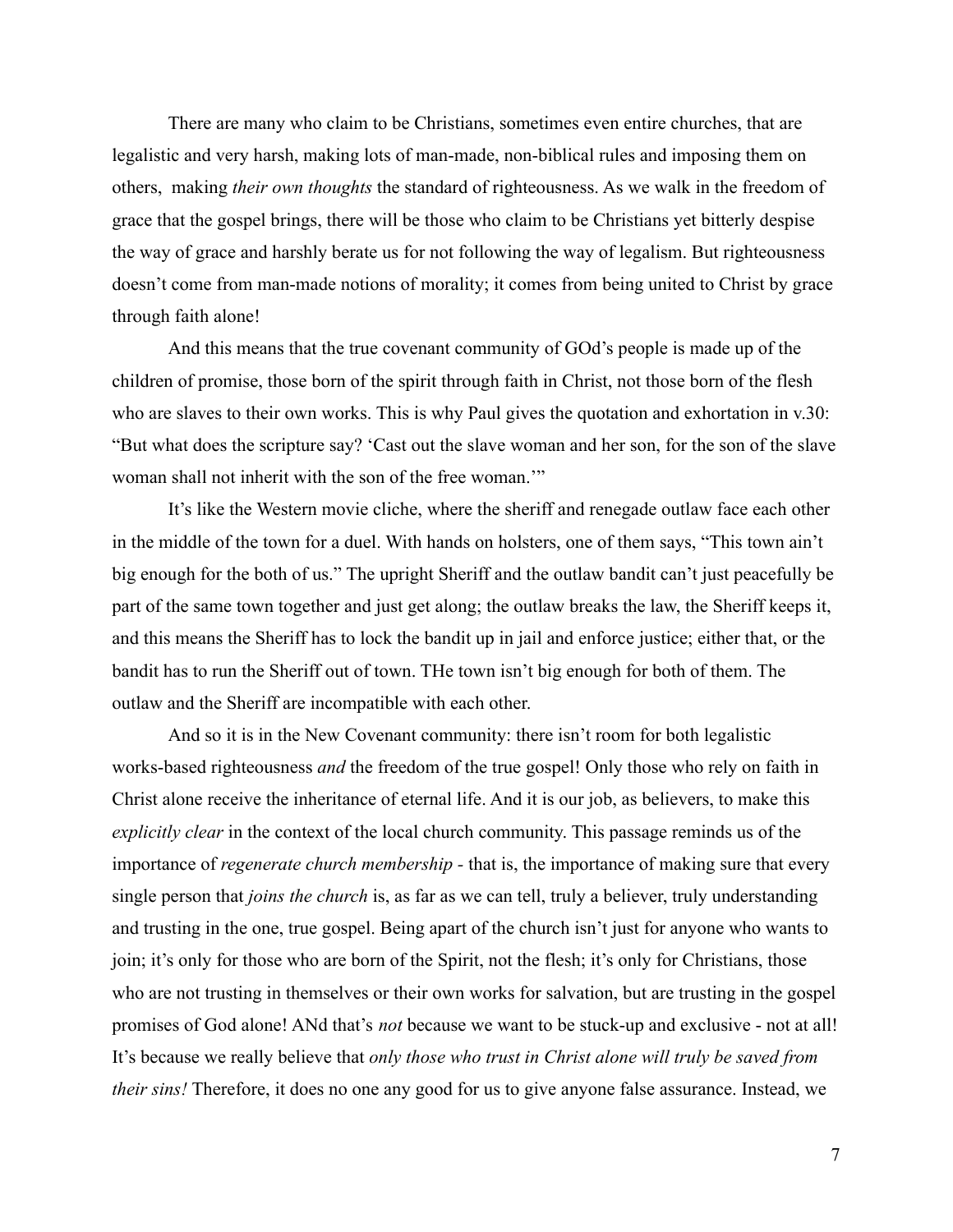There are many who claim to be Christians, sometimes even entire churches, that are legalistic and very harsh, making lots of man-made, non-biblical rules and imposing them on others, making *their own thoughts* the standard of righteousness. As we walk in the freedom of grace that the gospel brings, there will be those who claim to be Christians yet bitterly despise the way of grace and harshly berate us for not following the way of legalism. But righteousness doesn't come from man-made notions of morality; it comes from being united to Christ by grace through faith alone!

And this means that the true covenant community of GOd's people is made up of the children of promise, those born of the spirit through faith in Christ, not those born of the flesh who are slaves to their own works. This is why Paul gives the quotation and exhortation in v.30: "But what does the scripture say? 'Cast out the slave woman and her son, for the son of the slave woman shall not inherit with the son of the free woman.'"

It's like the Western movie cliche, where the sheriff and renegade outlaw face each other in the middle of the town for a duel. With hands on holsters, one of them says, "This town ain't big enough for the both of us." The upright Sheriff and the outlaw bandit can't just peacefully be part of the same town together and just get along; the outlaw breaks the law, the Sheriff keeps it, and this means the Sheriff has to lock the bandit up in jail and enforce justice; either that, or the bandit has to run the Sheriff out of town. THe town isn't big enough for both of them. The outlaw and the Sheriff are incompatible with each other.

And so it is in the New Covenant community: there isn't room for both legalistic works-based righteousness *and* the freedom of the true gospel! Only those who rely on faith in Christ alone receive the inheritance of eternal life. And it is our job, as believers, to make this *explicitly clear* in the context of the local church community. This passage reminds us of the importance of *regenerate church membership* - that is, the importance of making sure that every single person that *joins the church* is, as far as we can tell, truly a believer, truly understanding and trusting in the one, true gospel. Being apart of the church isn't just for anyone who wants to join; it's only for those who are born of the Spirit, not the flesh; it's only for Christians, those who are not trusting in themselves or their own works for salvation, but are trusting in the gospel promises of God alone! ANd that's *not* because we want to be stuck-up and exclusive - not at all! It's because we really believe that *only those who trust in Christ alone will truly be saved from their sins!* Therefore, it does no one any good for us to give anyone false assurance. Instead, we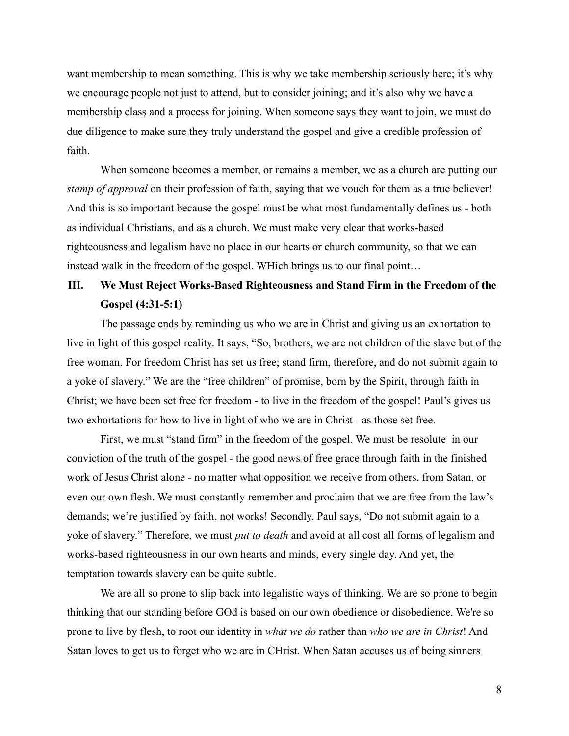want membership to mean something. This is why we take membership seriously here; it's why we encourage people not just to attend, but to consider joining; and it's also why we have a membership class and a process for joining. When someone says they want to join, we must do due diligence to make sure they truly understand the gospel and give a credible profession of faith.

When someone becomes a member, or remains a member, we as a church are putting our *stamp of approval* on their profession of faith, saying that we vouch for them as a true believer! And this is so important because the gospel must be what most fundamentally defines us - both as individual Christians, and as a church. We must make very clear that works-based righteousness and legalism have no place in our hearts or church community, so that we can instead walk in the freedom of the gospel. WHich brings us to our final point…

### III. We Must Reject Works-Based Righteousness and Stand Firm in the Freedom of the Gospel (4:31-5:1)

The passage ends by reminding us who we are in Christ and giving us an exhortation to live in light of this gospel reality. It says, "So, brothers, we are not children of the slave but of the free woman. For freedom Christ has set us free; stand firm, therefore, and do not submit again to a yoke of slavery." We are the "free children" of promise, born by the Spirit, through faith in Christ; we have been set free for freedom - to live in the freedom of the gospel! Paul's gives us two exhortations for how to live in light of who we are in Christ - as those set free.

First, we must "stand firm" in the freedom of the gospel. We must be resolute in our conviction of the truth of the gospel - the good news of free grace through faith in the finished work of Jesus Christ alone - no matter what opposition we receive from others, from Satan, or even our own flesh. We must constantly remember and proclaim that we are free from the law's demands; we're justified by faith, not works! Secondly, Paul says, "Do not submit again to a yoke of slavery." Therefore, we must *put to death* and avoid at all cost all forms of legalism and works-based righteousness in our own hearts and minds, every single day. And yet, the temptation towards slavery can be quite subtle.

We are all so prone to slip back into legalistic ways of thinking. We are so prone to begin thinking that our standing before GOd is based on our own obedience or disobedience. We're so prone to live by flesh, to root our identity in *what we do* rather than *who we are in Christ*! And Satan loves to get us to forget who we are in CHrist. When Satan accuses us of being sinners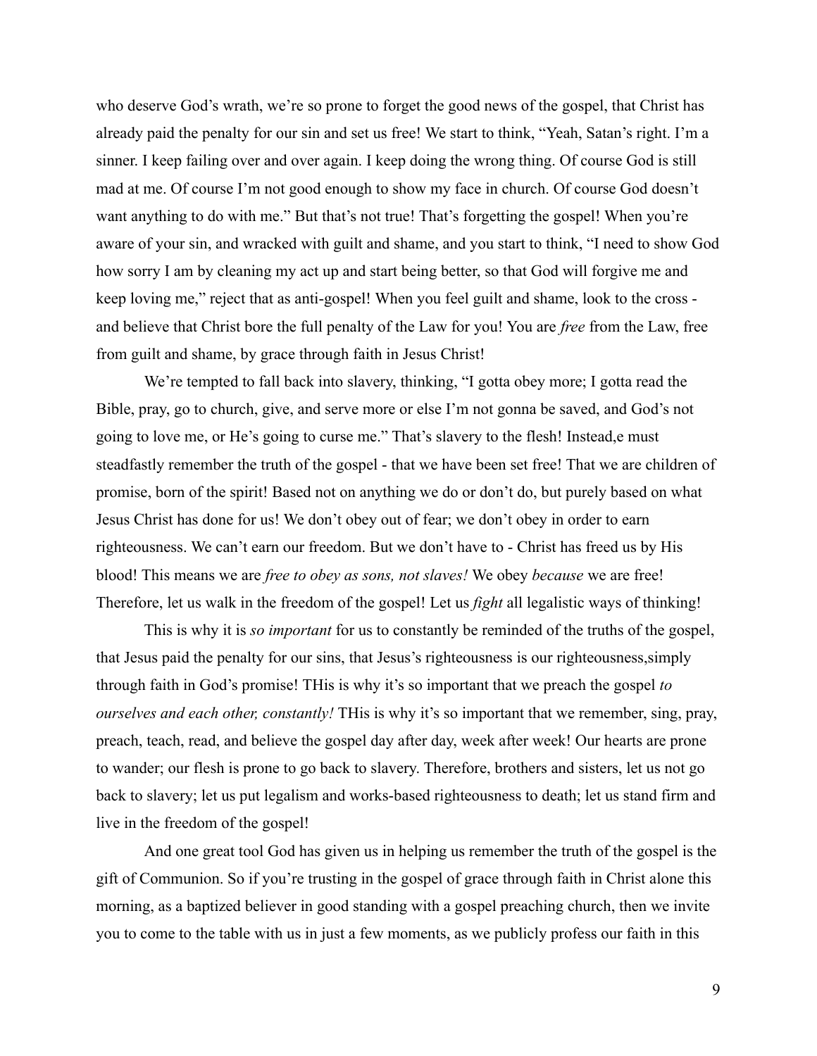who deserve God's wrath, we're so prone to forget the good news of the gospel, that Christ has already paid the penalty for our sin and set us free! We start to think, "Yeah, Satan's right. I'm a sinner. I keep failing over and over again. I keep doing the wrong thing. Of course God is still mad at me. Of course I'm not good enough to show my face in church. Of course God doesn't want anything to do with me." But that's not true! That's forgetting the gospel! When you're aware of your sin, and wracked with guilt and shame, and you start to think, "I need to show God how sorry I am by cleaning my act up and start being better, so that God will forgive me and keep loving me," reject that as anti-gospel! When you feel guilt and shame, look to the cross - and believe that Christ bore the full penalty of the Law for you! You are *free* from the Law, free from guilt and shame, by grace through faith in Jesus Christ!

We're tempted to fall back into slavery, thinking, "I gotta obey more; I gotta read the Bible, pray, go to church, give, and serve more or else I'm not gonna be saved, and God's not going to love me, or He's going to curse me." That's slavery to the flesh! Instead,e must steadfastly remember the truth of the gospel - that we have been set free! That we are children of promise, born of the spirit! Based not on anything we do or don't do, but purely based on what Jesus Christ has done for us! We don't obey out of fear; we don't obey in order to earn righteousness. We can't earn our freedom. But we don't have to - Christ has freed us by His blood! This means we are *free to obey as sons, not slaves!* We obey *because* we are free! Therefore, let us walk in the freedom of the gospel! Let us *fight* all legalistic ways of thinking!

This is why it is *so important* for us to constantly be reminded of the truths of the gospel, that Jesus paid the penalty for our sins, that Jesus's righteousness is our righteousness,simply through faith in God's promise! THis is why it's so important that we preach the gospel *to ourselves and each other, constantly!* THis is why it's so important that we remember, sing, pray, preach, teach, read, and believe the gospel day after day, week after week! Our hearts are prone to wander; our flesh is prone to go back to slavery. Therefore, brothers and sisters, let us not go back to slavery; let us put legalism and works-based righteousness to death; let us stand firm and live in the freedom of the gospel!

And one great tool God has given us in helping us remember the truth of the gospel is the gift of Communion. So if you're trusting in the gospel of grace through faith in Christ alone this morning, as a baptized believer in good standing with a gospel preaching church, then we invite you to come to the table with us in just a few moments, as we publicly profess our faith in this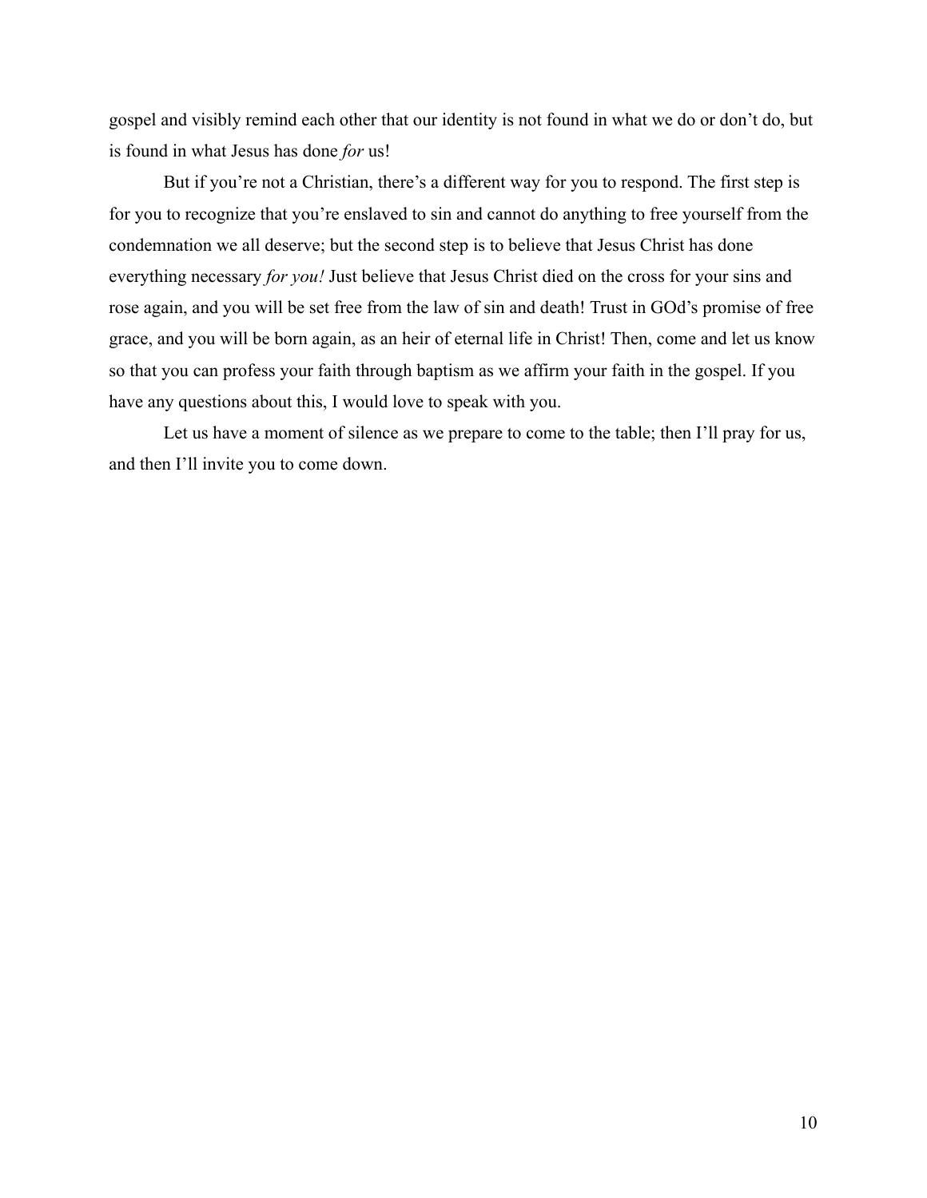gospel and visibly remind each other that our identity is not found in what we do or don't do, but is found in what Jesus has done *for* us!

But if you're not a Christian, there's a different way for you to respond. The first step is for you to recognize that you're enslaved to sin and cannot do anything to free yourself from the condemnation we all deserve; but the second step is to believe that Jesus Christ has done everything necessary *for you!* Just believe that Jesus Christ died on the cross for your sins and rose again, and you will be set free from the law of sin and death! Trust in GOd's promise of free grace, and you will be born again, as an heir of eternal life in Christ! Then, come and let us know so that you can profess your faith through baptism as we affirm your faith in the gospel. If you have any questions about this, I would love to speak with you.

Let us have a moment of silence as we prepare to come to the table; then I'll pray for us, and then I'll invite you to come down.